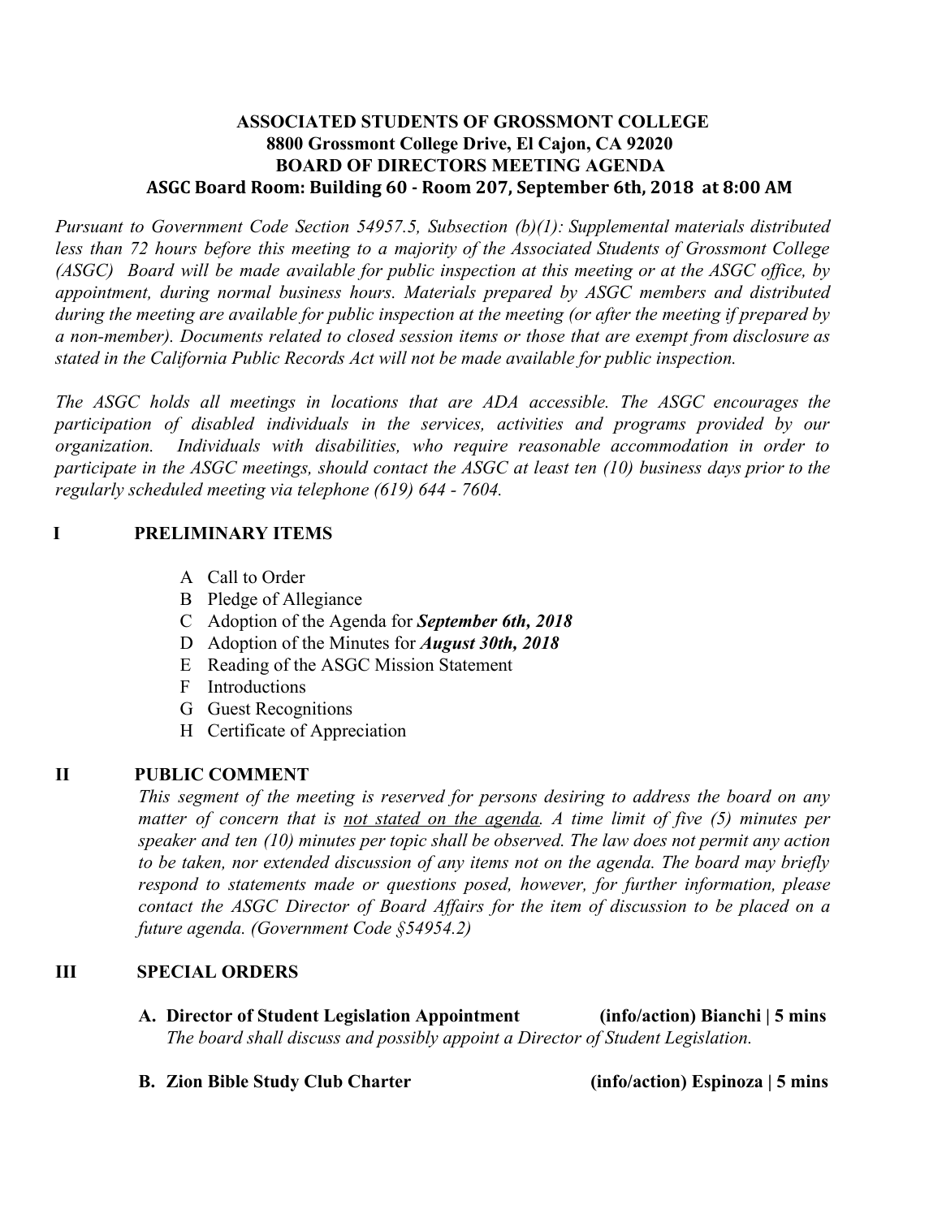**ASSOCIATED STUDENTS OF GROSSMONT COLLEGE**
**8800 Grossmont College Drive, El Cajon, CA 92020**
**BOARD OF DIRECTORS MEETING AGENDA**
**ASGC Board Room: Building 60 - Room 207, September 6th, 2018 at 8:00 AM**

*Pursuant to Government Code Section 54957.5, Subsection (b)(1): Supplemental materials distributed less than 72 hours before this meeting to a majority of the Associated Students of Grossmont College (ASGC) Board will be made available for public inspection at this meeting or at the ASGC office, by appointment, during normal business hours. Materials prepared by ASGC members and distributed during the meeting are available for public inspection at the meeting (or after the meeting if prepared by a non-member). Documents related to closed session items or those that are exempt from disclosure as stated in the California Public Records Act will not be made available for public inspection.*

*The ASGC holds all meetings in locations that are ADA accessible. The ASGC encourages the participation of disabled individuals in the services, activities and programs provided by our organization. Individuals with disabilities, who require reasonable accommodation in order to participate in the ASGC meetings, should contact the ASGC at least ten (10) business days prior to the regularly scheduled meeting via telephone (619) 644 - 7604.*

## I PRELIMINARY ITEMS

- A Call to Order
- B Pledge of Allegiance
- C Adoption of the Agenda for ***September 6th, 2018***
- D Adoption of the Minutes for ***August 30th, 2018***
- E Reading of the ASGC Mission Statement
- F Introductions
- G Guest Recognitions
- H Certificate of Appreciation

## II PUBLIC COMMENT

*This segment of the meeting is reserved for persons desiring to address the board on any matter of concern that is <u>not stated on the agenda</u>. A time limit of five (5) minutes per speaker and ten (10) minutes per topic shall be observed. The law does not permit any action to be taken, nor extended discussion of any items not on the agenda. The board may briefly respond to statements made or questions posed, however, for further information, please contact the ASGC Director of Board Affairs for the item of discussion to be placed on a future agenda. (Government Code §54954.2)*

## III SPECIAL ORDERS

**A. Director of Student Legislation Appointment (info/action) Bianchi | 5 mins**
*The board shall discuss and possibly appoint a Director of Student Legislation.*

**B. Zion Bible Study Club Charter (info/action) Espinoza | 5 mins**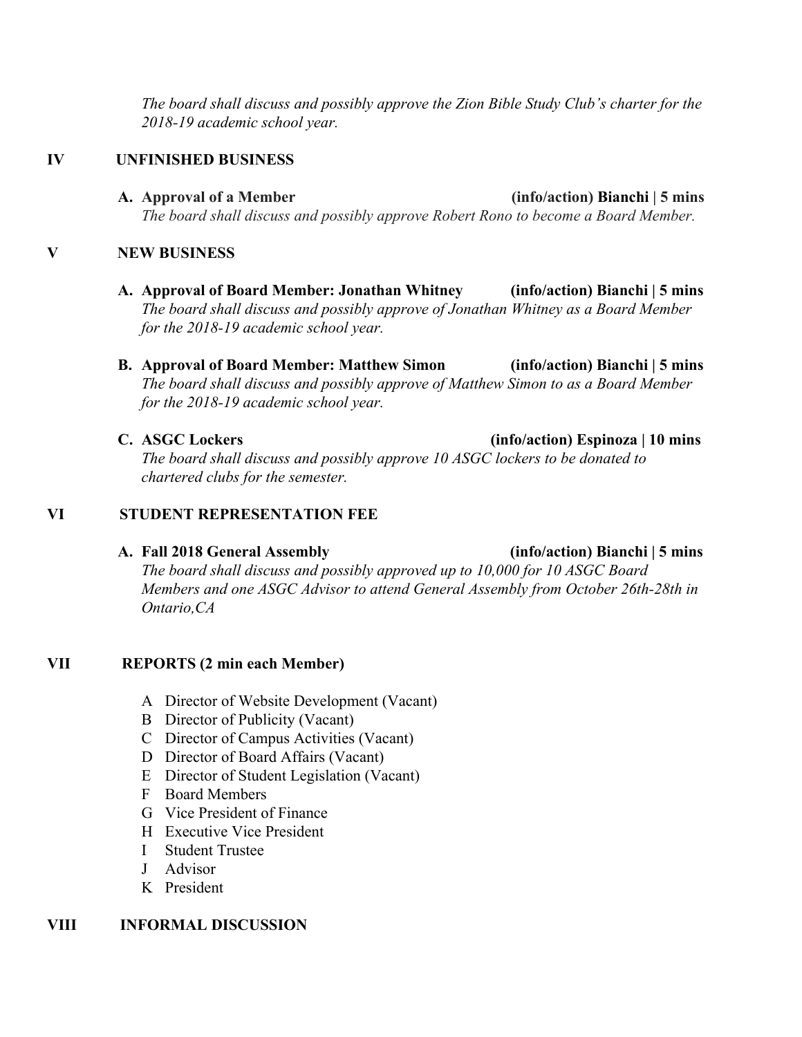*The board shall discuss and possibly approve the Zion Bible Study Club's charter for the 2018-19 academic school year.*

## IV UNFINISHED BUSINESS

**A. Approval of a Member** **(info/action) Bianchi | 5 mins**
*The board shall discuss and possibly approve Robert Rono to become a Board Member.*

## V NEW BUSINESS

**A. Approval of Board Member: Jonathan Whitney** **(info/action) Bianchi | 5 mins**
*The board shall discuss and possibly approve of Jonathan Whitney as a Board Member for the 2018-19 academic school year.*

**B. Approval of Board Member: Matthew Simon** **(info/action) Bianchi | 5 mins**
*The board shall discuss and possibly approve of Matthew Simon to as a Board Member for the 2018-19 academic school year.*

**C. ASGC Lockers** **(info/action) Espinoza | 10 mins**
*The board shall discuss and possibly approve 10 ASGC lockers to be donated to chartered clubs for the semester.*

## VI STUDENT REPRESENTATION FEE

**A. Fall 2018 General Assembly** **(info/action) Bianchi | 5 mins**
*The board shall discuss and possibly approved up to 10,000 for 10 ASGC Board Members and one ASGC Advisor to attend General Assembly from October 26th-28th in Ontario,CA*

## VII REPORTS (2 min each Member)

A Director of Website Development (Vacant)
B Director of Publicity (Vacant)
C Director of Campus Activities (Vacant)
D Director of Board Affairs (Vacant)
E Director of Student Legislation (Vacant)
F Board Members
G Vice President of Finance
H Executive Vice President
I Student Trustee
J Advisor
K President

## VIII INFORMAL DISCUSSION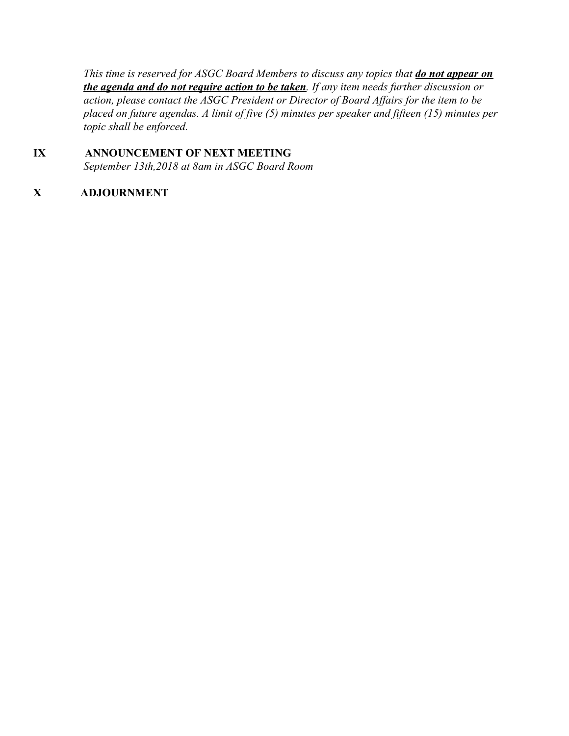*This time is reserved for ASGC Board Members to discuss any topics that **do not appear on the agenda and do not require action to be taken**. If any item needs further discussion or action, please contact the ASGC President or Director of Board Affairs for the item to be placed on future agendas. A limit of five (5) minutes per speaker and fifteen (15) minutes per topic shall be enforced.*

## IX ANNOUNCEMENT OF NEXT MEETING

*September 13th,2018 at 8am in ASGC Board Room*

## X ADJOURNMENT